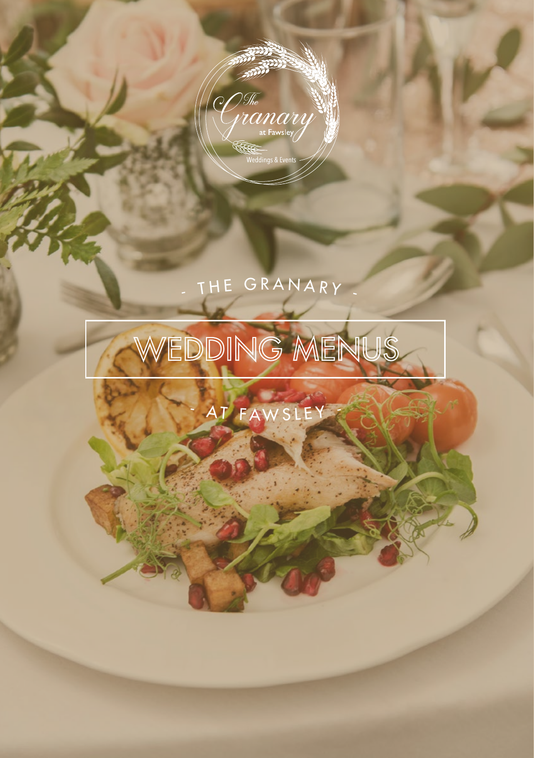The Granary at Fawsley

Weddings & Events

- THE GRANARY -

# WEDDING MENUS

- AT FAWSLEY -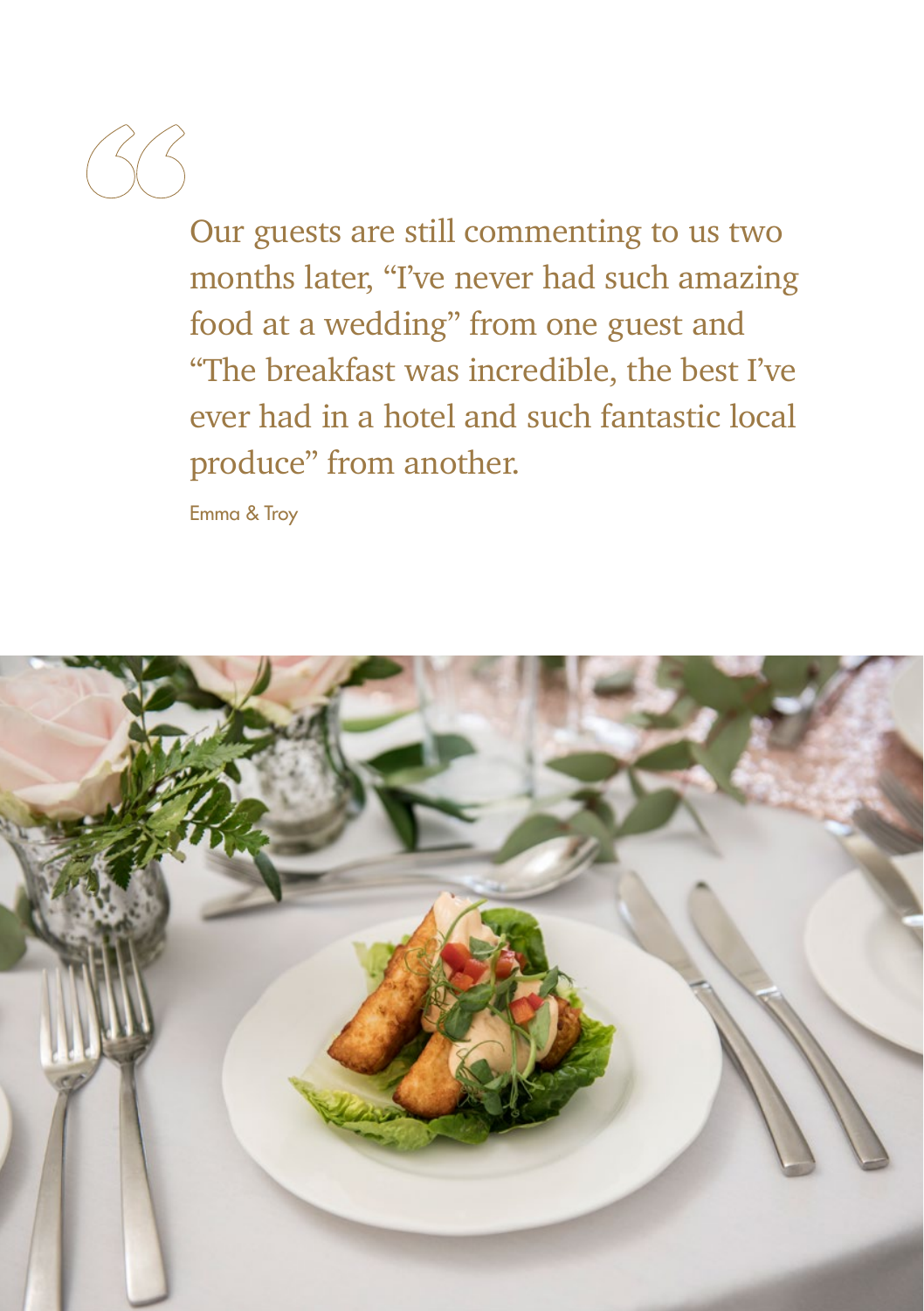> Our guests are still commenting to us two months later, "I've never had such amazing food at a wedding" from one guest and "The breakfast was incredible, the best I've ever had in a hotel and such fantastic local produce" from another.

Emma & Troy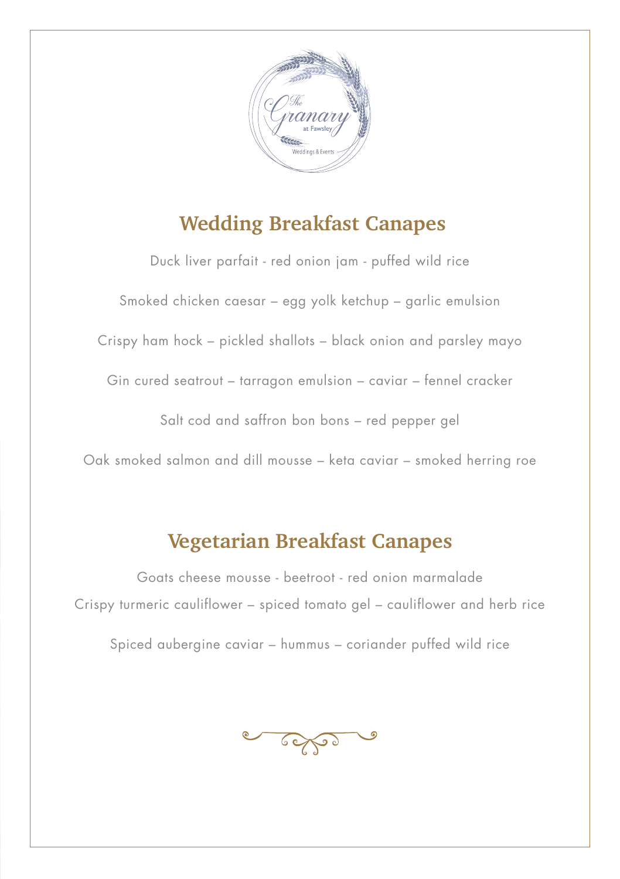## Wedding Breakfast Canapes

Duck liver parfait - red onion jam - puffed wild rice

Smoked chicken caesar – egg yolk ketchup – garlic emulsion

Crispy ham hock – pickled shallots – black onion and parsley mayo

Gin cured seatrout – tarragon emulsion – caviar – fennel cracker

Salt cod and saffron bon bons – red pepper gel

Oak smoked salmon and dill mousse – keta caviar – smoked herring roe

## Vegetarian Breakfast Canapes

Goats cheese mousse - beetroot - red onion marmalade

Crispy turmeric cauliflower – spiced tomato gel – cauliflower and herb rice

Spiced aubergine caviar – hummus – coriander puffed wild rice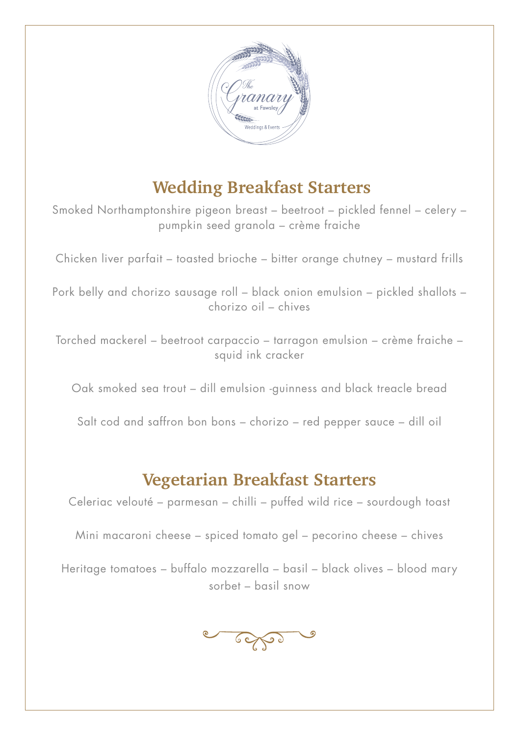## Wedding Breakfast Starters

Smoked Northamptonshire pigeon breast – beetroot – pickled fennel – celery – pumpkin seed granola – crème fraiche

Chicken liver parfait – toasted brioche – bitter orange chutney – mustard frills

Pork belly and chorizo sausage roll – black onion emulsion – pickled shallots – chorizo oil – chives

Torched mackerel – beetroot carpaccio – tarragon emulsion – crème fraiche – squid ink cracker

Oak smoked sea trout – dill emulsion -guinness and black treacle bread

Salt cod and saffron bon bons – chorizo – red pepper sauce – dill oil

## Vegetarian Breakfast Starters

Celeriac velouté – parmesan – chilli – puffed wild rice – sourdough toast

Mini macaroni cheese – spiced tomato gel – pecorino cheese – chives

Heritage tomatoes – buffalo mozzarella – basil – black olives – blood mary sorbet – basil snow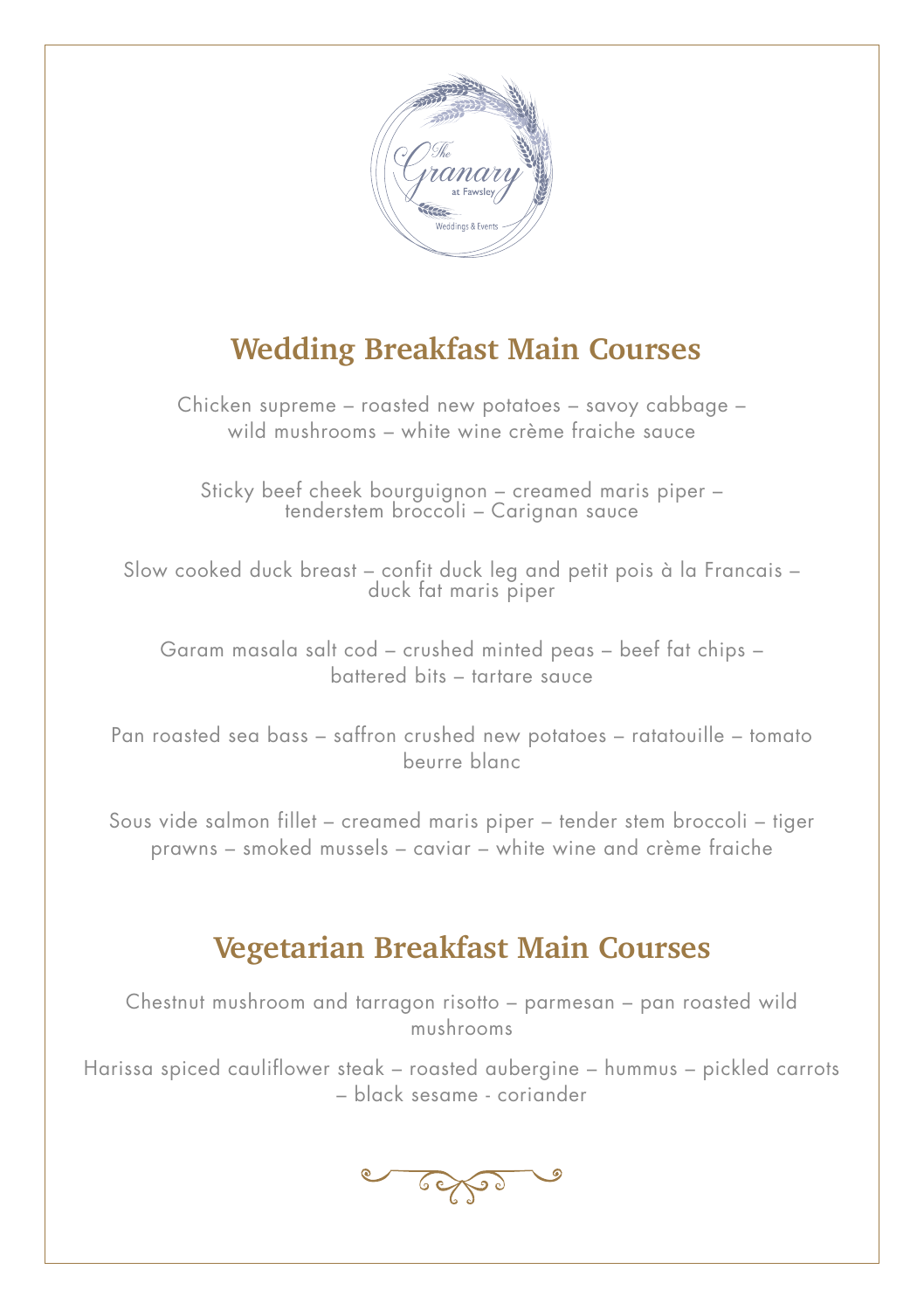## Wedding Breakfast Main Courses

Chicken supreme – roasted new potatoes – savoy cabbage – wild mushrooms – white wine crème fraiche sauce

Sticky beef cheek bourguignon – creamed maris piper – tenderstem broccoli – Carignan sauce

Slow cooked duck breast – confit duck leg and petit pois à la Francais – duck fat maris piper

Garam masala salt cod – crushed minted peas – beef fat chips – battered bits – tartare sauce

Pan roasted sea bass – saffron crushed new potatoes – ratatouille – tomato beurre blanc

Sous vide salmon fillet – creamed maris piper – tender stem broccoli – tiger prawns – smoked mussels – caviar – white wine and crème fraiche

## Vegetarian Breakfast Main Courses

Chestnut mushroom and tarragon risotto – parmesan – pan roasted wild mushrooms

Harissa spiced cauliflower steak – roasted aubergine – hummus – pickled carrots – black sesame - coriander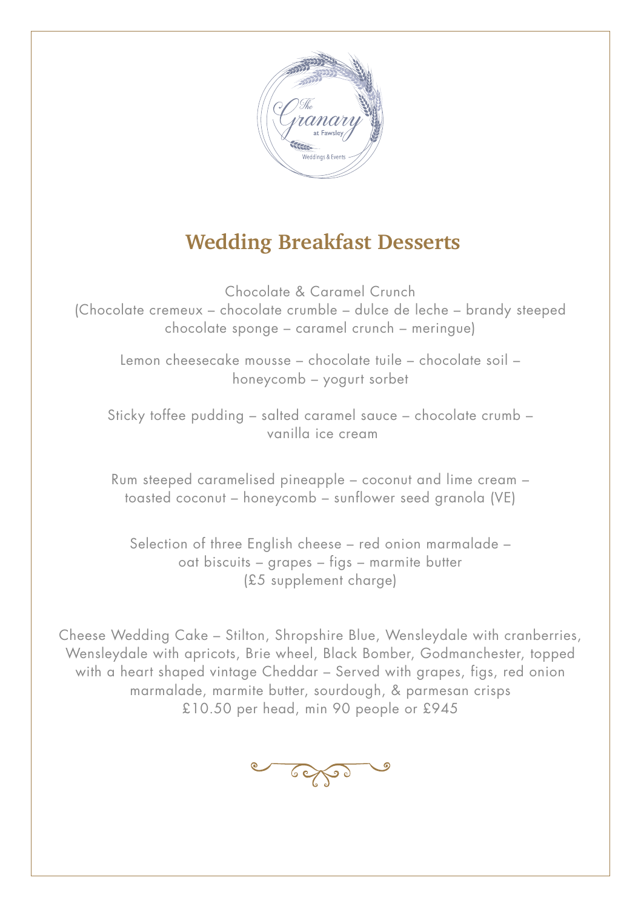# Wedding Breakfast Desserts

Chocolate & Caramel Crunch
(Chocolate cremeux – chocolate crumble – dulce de leche – brandy steeped chocolate sponge – caramel crunch – meringue)

Lemon cheesecake mousse – chocolate tuile – chocolate soil – honeycomb – yogurt sorbet

Sticky toffee pudding – salted caramel sauce – chocolate crumb – vanilla ice cream

Rum steeped caramelised pineapple – coconut and lime cream – toasted coconut – honeycomb – sunflower seed granola (VE)

Selection of three English cheese – red onion marmalade – oat biscuits – grapes – figs – marmite butter
(£5 supplement charge)

Cheese Wedding Cake – Stilton, Shropshire Blue, Wensleydale with cranberries, Wensleydale with apricots, Brie wheel, Black Bomber, Godmanchester, topped with a heart shaped vintage Cheddar – Served with grapes, figs, red onion marmalade, marmite butter, sourdough, & parmesan crisps
£10.50 per head, min 90 people or £945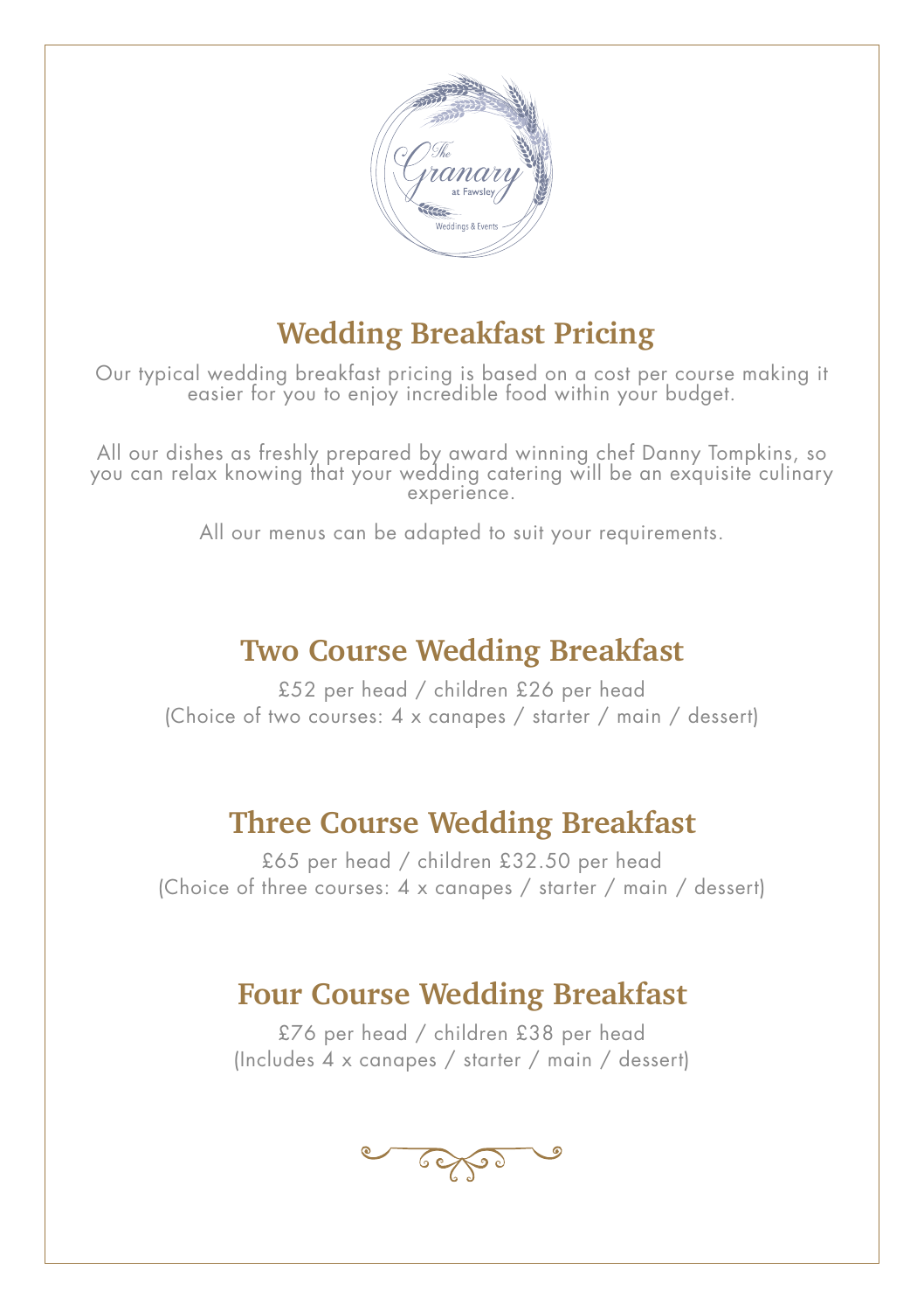## Wedding Breakfast Pricing

Our typical wedding breakfast pricing is based on a cost per course making it easier for you to enjoy incredible food within your budget.

All our dishes as freshly prepared by award winning chef Danny Tompkins, so you can relax knowing that your wedding catering will be an exquisite culinary experience.

All our menus can be adapted to suit your requirements.

## Two Course Wedding Breakfast

£52 per head / children £26 per head
(Choice of two courses: 4 x canapes / starter / main / dessert)

## Three Course Wedding Breakfast

£65 per head / children £32.50 per head
(Choice of three courses: 4 x canapes / starter / main / dessert)

## Four Course Wedding Breakfast

£76 per head / children £38 per head
(Includes 4 x canapes / starter / main / dessert)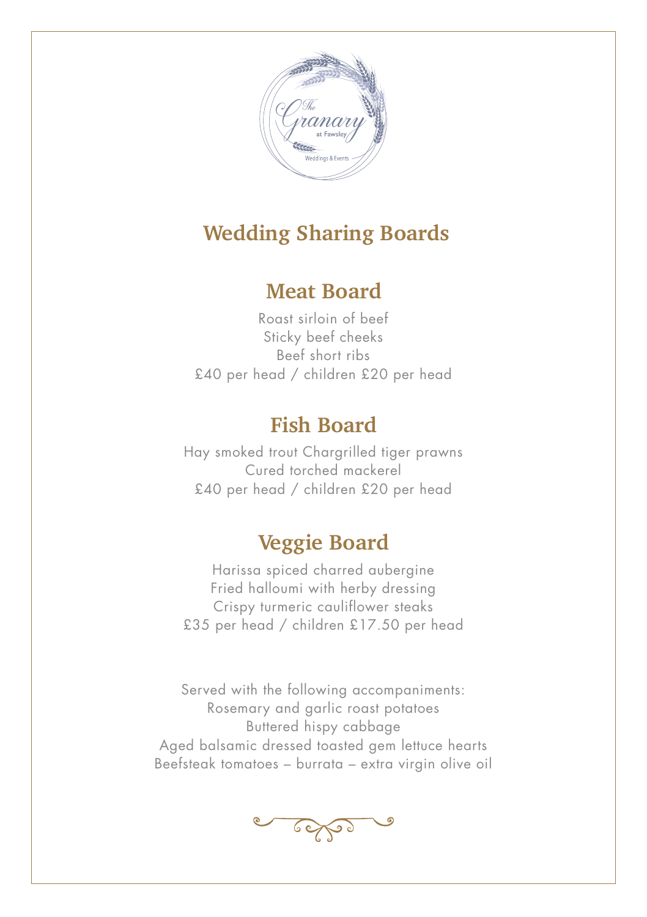# Wedding Sharing Boards

## Meat Board

Roast sirloin of beef
Sticky beef cheeks
Beef short ribs
£40 per head / children £20 per head

## Fish Board

Hay smoked trout Chargrilled tiger prawns
Cured torched mackerel
£40 per head / children £20 per head

## Veggie Board

Harissa spiced charred aubergine
Fried halloumi with herby dressing
Crispy turmeric cauliflower steaks
£35 per head / children £17.50 per head

Served with the following accompaniments:
Rosemary and garlic roast potatoes
Buttered hispy cabbage
Aged balsamic dressed toasted gem lettuce hearts
Beefsteak tomatoes – burrata – extra virgin olive oil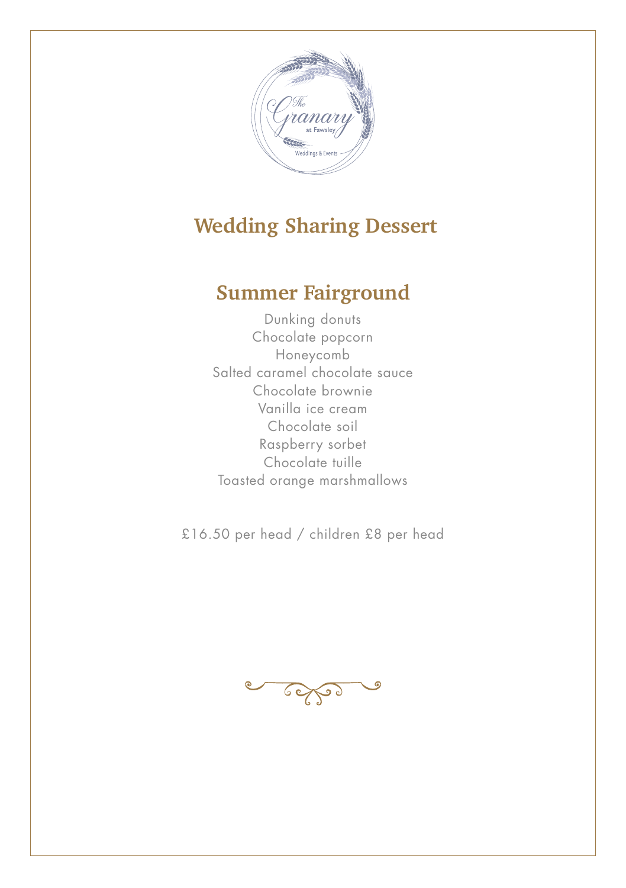# Wedding Sharing Dessert

## Summer Fairground

Dunking donuts
Chocolate popcorn
Honeycomb
Salted caramel chocolate sauce
Chocolate brownie
Vanilla ice cream
Chocolate soil
Raspberry sorbet
Chocolate tuille
Toasted orange marshmallows

£16.50 per head / children £8 per head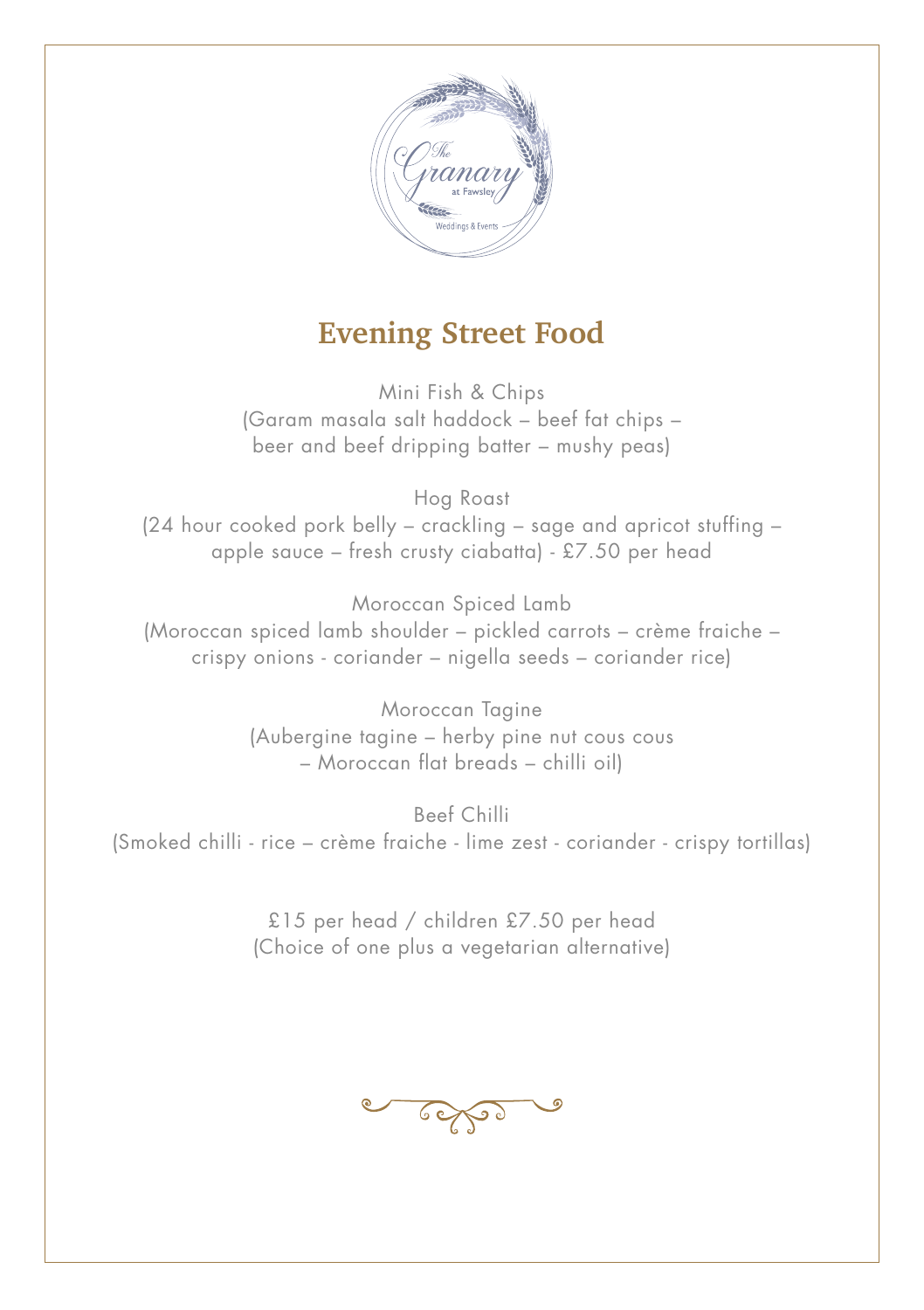# Evening Street Food

Mini Fish & Chips
(Garam masala salt haddock – beef fat chips –
beer and beef dripping batter – mushy peas)

Hog Roast
(24 hour cooked pork belly – crackling – sage and apricot stuffing –
apple sauce – fresh crusty ciabatta) - £7.50 per head

Moroccan Spiced Lamb
(Moroccan spiced lamb shoulder – pickled carrots – crème fraiche –
crispy onions - coriander – nigella seeds – coriander rice)

Moroccan Tagine
(Aubergine tagine – herby pine nut cous cous
– Moroccan flat breads – chilli oil)

Beef Chilli
(Smoked chilli - rice – crème fraiche - lime zest - coriander - crispy tortillas)

£15 per head / children £7.50 per head
(Choice of one plus a vegetarian alternative)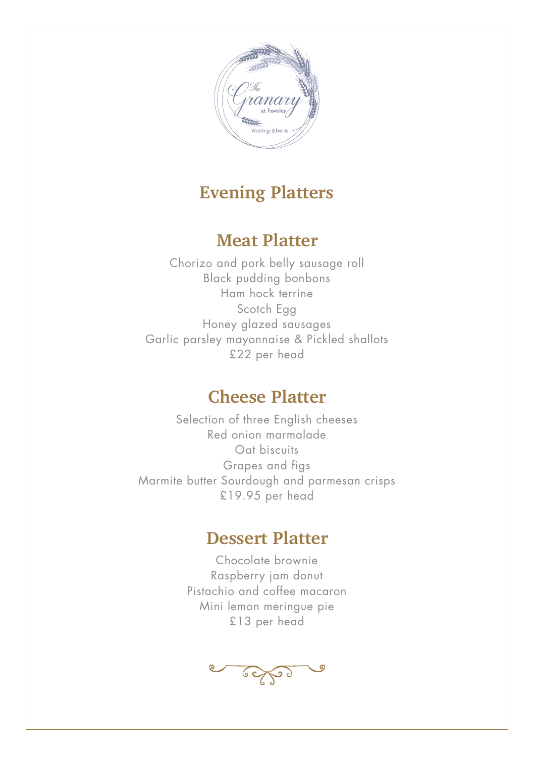# Evening Platters

## Meat Platter

Chorizo and pork belly sausage roll
Black pudding bonbons
Ham hock terrine
Scotch Egg
Honey glazed sausages
Garlic parsley mayonnaise & Pickled shallots
£22 per head

## Cheese Platter

Selection of three English cheeses
Red onion marmalade
Oat biscuits
Grapes and figs
Marmite butter Sourdough and parmesan crisps
£19.95 per head

## Dessert Platter

Chocolate brownie
Raspberry jam donut
Pistachio and coffee macaron
Mini lemon meringue pie
£13 per head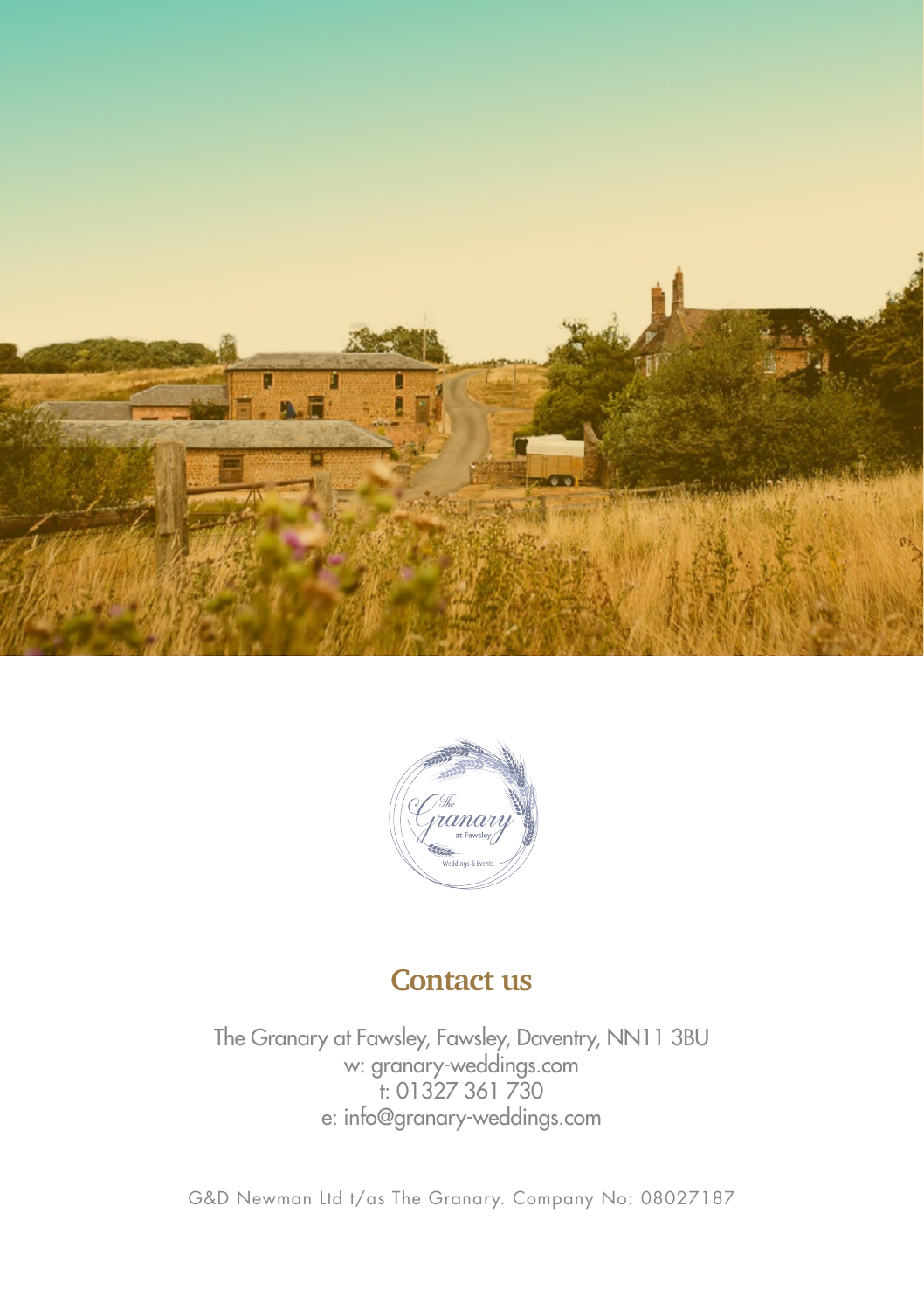## Contact us

The Granary at Fawsley, Fawsley, Daventry, NN11 3BU
w: granary-weddings.com
t: 01327 361 730
e: info@granary-weddings.com

G&D Newman Ltd t/as The Granary. Company No: 08027187